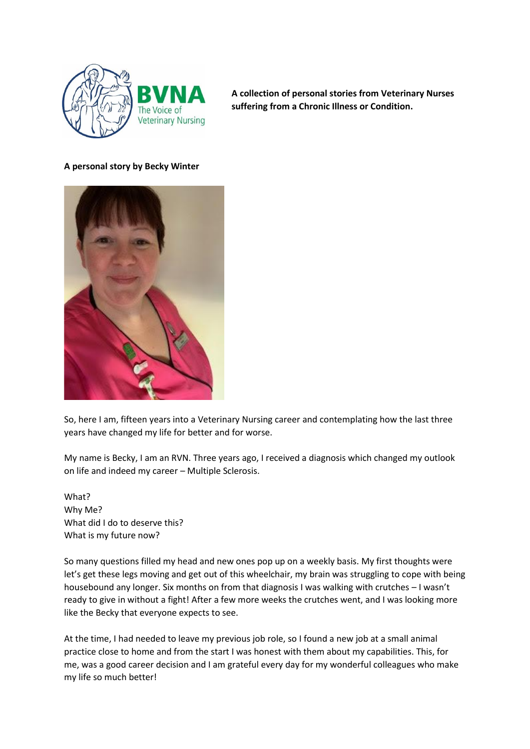BVNA The Voice of Veterinary Nursing

**A collection of personal stories from Veterinary Nurses suffering from a Chronic Illness or Condition.**

**A personal story by Becky Winter**

So, here I am, fifteen years into a Veterinary Nursing career and contemplating how the last three years have changed my life for better and for worse.

My name is Becky, I am an RVN. Three years ago, I received a diagnosis which changed my outlook on life and indeed my career – Multiple Sclerosis.

What?
Why Me?
What did I do to deserve this?
What is my future now?

So many questions filled my head and new ones pop up on a weekly basis. My first thoughts were let's get these legs moving and get out of this wheelchair, my brain was struggling to cope with being housebound any longer. Six months on from that diagnosis I was walking with crutches – I wasn't ready to give in without a fight! After a few more weeks the crutches went, and I was looking more like the Becky that everyone expects to see.

At the time, I had needed to leave my previous job role, so I found a new job at a small animal practice close to home and from the start I was honest with them about my capabilities. This, for me, was a good career decision and I am grateful every day for my wonderful colleagues who make my life so much better!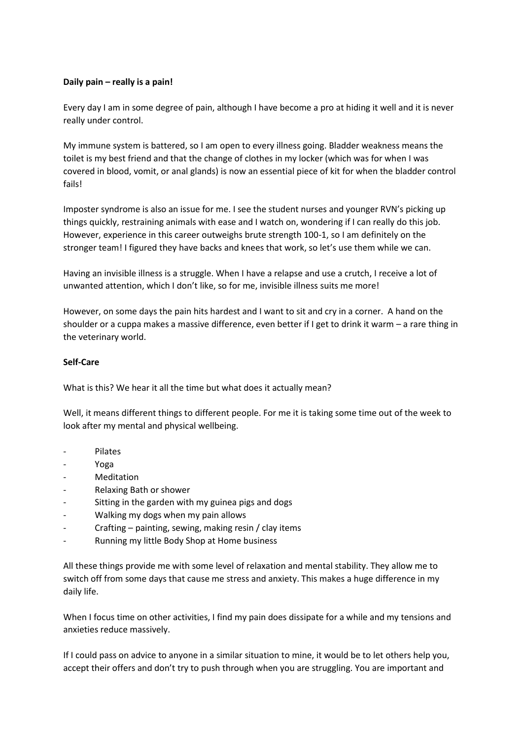**Daily pain – really is a pain!**

Every day I am in some degree of pain, although I have become a pro at hiding it well and it is never really under control.

My immune system is battered, so I am open to every illness going. Bladder weakness means the toilet is my best friend and that the change of clothes in my locker (which was for when I was covered in blood, vomit, or anal glands) is now an essential piece of kit for when the bladder control fails!

Imposter syndrome is also an issue for me. I see the student nurses and younger RVN's picking up things quickly, restraining animals with ease and I watch on, wondering if I can really do this job. However, experience in this career outweighs brute strength 100-1, so I am definitely on the stronger team! I figured they have backs and knees that work, so let's use them while we can.

Having an invisible illness is a struggle. When I have a relapse and use a crutch, I receive a lot of unwanted attention, which I don't like, so for me, invisible illness suits me more!

However, on some days the pain hits hardest and I want to sit and cry in a corner. A hand on the shoulder or a cuppa makes a massive difference, even better if I get to drink it warm – a rare thing in the veterinary world.

**Self-Care**

What is this? We hear it all the time but what does it actually mean?

Well, it means different things to different people. For me it is taking some time out of the week to look after my mental and physical wellbeing.

- Pilates
- Yoga
- Meditation
- Relaxing Bath or shower
- Sitting in the garden with my guinea pigs and dogs
- Walking my dogs when my pain allows
- Crafting – painting, sewing, making resin / clay items
- Running my little Body Shop at Home business

All these things provide me with some level of relaxation and mental stability. They allow me to switch off from some days that cause me stress and anxiety. This makes a huge difference in my daily life.

When I focus time on other activities, I find my pain does dissipate for a while and my tensions and anxieties reduce massively.

If I could pass on advice to anyone in a similar situation to mine, it would be to let others help you, accept their offers and don't try to push through when you are struggling. You are important and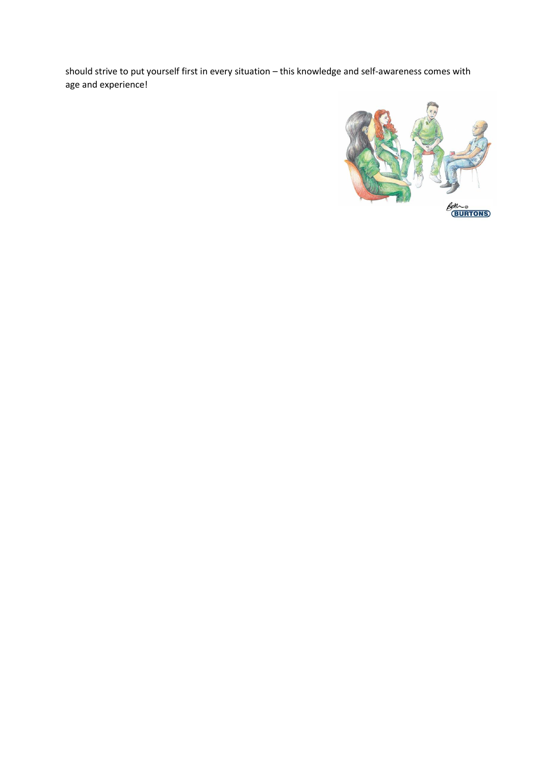should strive to put yourself first in every situation – this knowledge and self-awareness comes with age and experience!